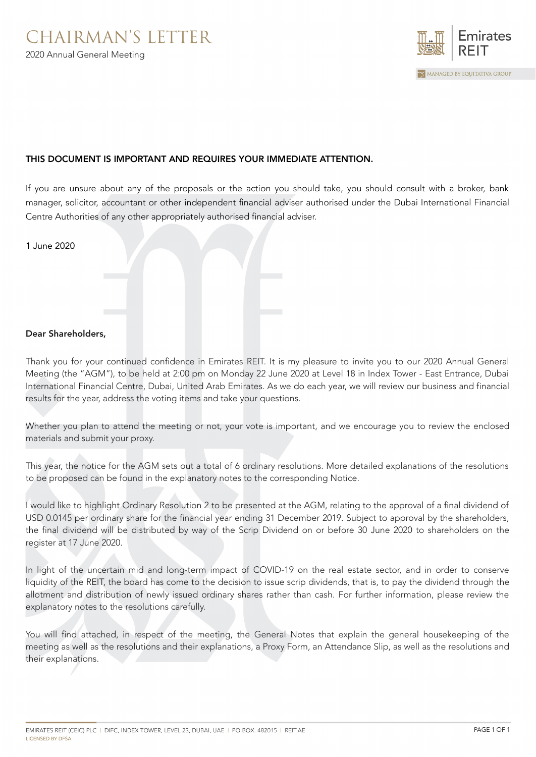# CHAIRMAN'S LETTER

2020 Annual General Meeting

**THIS DOCUMENT IS IMPORTANT AND REQUIRES YOUR IMMEDIATE ATTENTION.**

If you are unsure about any of the proposals or the action you should take, you should consult with a broker, bank manager, solicitor, accountant or other independent financial adviser authorised under the Dubai International Financial Centre Authorities of any other appropriately authorised financial adviser.

1 June 2020

**Dear Shareholders,**

Thank you for your continued confidence in Emirates REIT. It is my pleasure to invite you to our 2020 Annual General Meeting (the "AGM"), to be held at 2:00 pm on Monday 22 June 2020 at Level 18 in Index Tower - East Entrance, Dubai International Financial Centre, Dubai, United Arab Emirates. As we do each year, we will review our business and financial results for the year, address the voting items and take your questions.

Whether you plan to attend the meeting or not, your vote is important, and we encourage you to review the enclosed materials and submit your proxy.

This year, the notice for the AGM sets out a total of 6 ordinary resolutions. More detailed explanations of the resolutions to be proposed can be found in the explanatory notes to the corresponding Notice.

I would like to highlight Ordinary Resolution 2 to be presented at the AGM, relating to the approval of a final dividend of USD 0.0145 per ordinary share for the financial year ending 31 December 2019. Subject to approval by the shareholders, the final dividend will be distributed by way of the Scrip Dividend on or before 30 June 2020 to shareholders on the register at 17 June 2020.

In light of the uncertain mid and long-term impact of COVID-19 on the real estate sector, and in order to conserve liquidity of the REIT, the board has come to the decision to issue scrip dividends, that is, to pay the dividend through the allotment and distribution of newly issued ordinary shares rather than cash. For further information, please review the explanatory notes to the resolutions carefully.

You will find attached, in respect of the meeting, the General Notes that explain the general housekeeping of the meeting as well as the resolutions and their explanations, a Proxy Form, an Attendance Slip, as well as the resolutions and their explanations.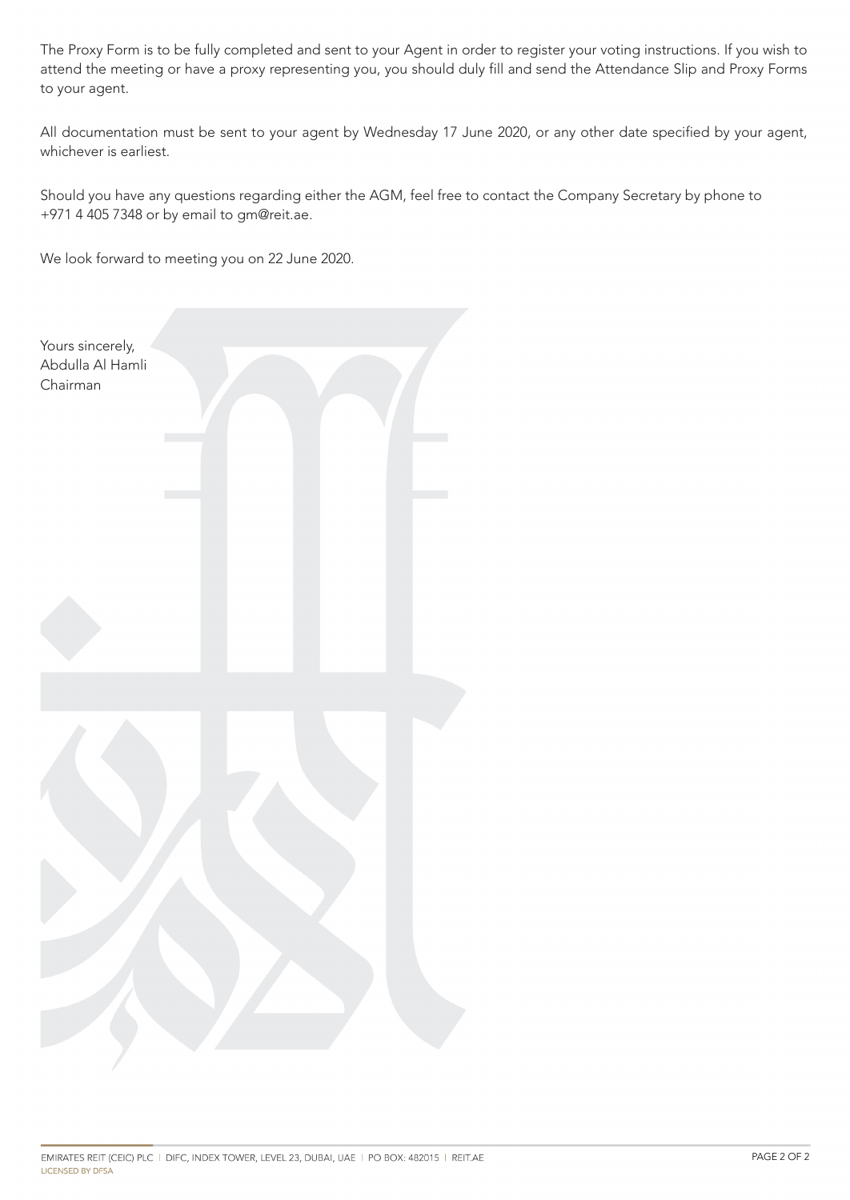The Proxy Form is to be fully completed and sent to your Agent in order to register your voting instructions. If you wish to attend the meeting or have a proxy representing you, you should duly fill and send the Attendance Slip and Proxy Forms to your agent.

All documentation must be sent to your agent by Wednesday 17 June 2020, or any other date specified by your agent, whichever is earliest.

Should you have any questions regarding either the AGM, feel free to contact the Company Secretary by phone to +971 4 405 7348 or by email to gm@reit.ae.

We look forward to meeting you on 22 June 2020.

Yours sincerely,
Abdulla Al Hamli
Chairman